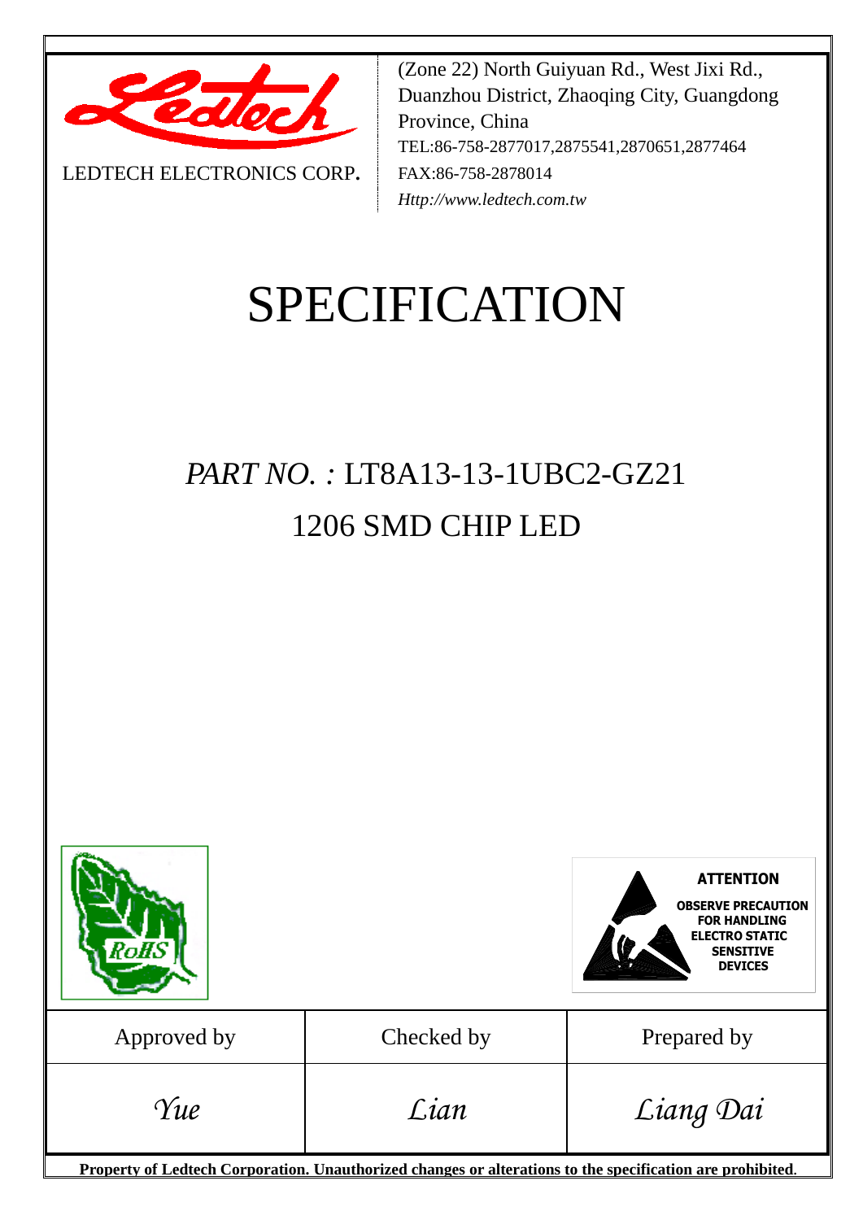LEDTECH ELECTRONICS CORP.

(Zone 22) North Guiyuan Rd., West Jixi Rd., Duanzhou District, Zhaoqing City, Guangdong Province, China
TEL:86-758-2877017,2875541,2870651,2877464
FAX:86-758-2878014
*Http://www.ledtech.com.tw*

# SPECIFICATION

## *PART NO. :* LT8A13-13-1UBC2-GZ21
## 1206 SMD CHIP LED

RoHS

**ATTENTION**
**OBSERVE PRECAUTION FOR HANDLING ELECTRO STATIC SENSITIVE DEVICES**

| Approved by | Checked by | Prepared by |
|---|---|---|
| *Yue* | *Lian* | *Liang Dai* |

**Property of Ledtech Corporation. Unauthorized changes or alterations to the specification are prohibited**.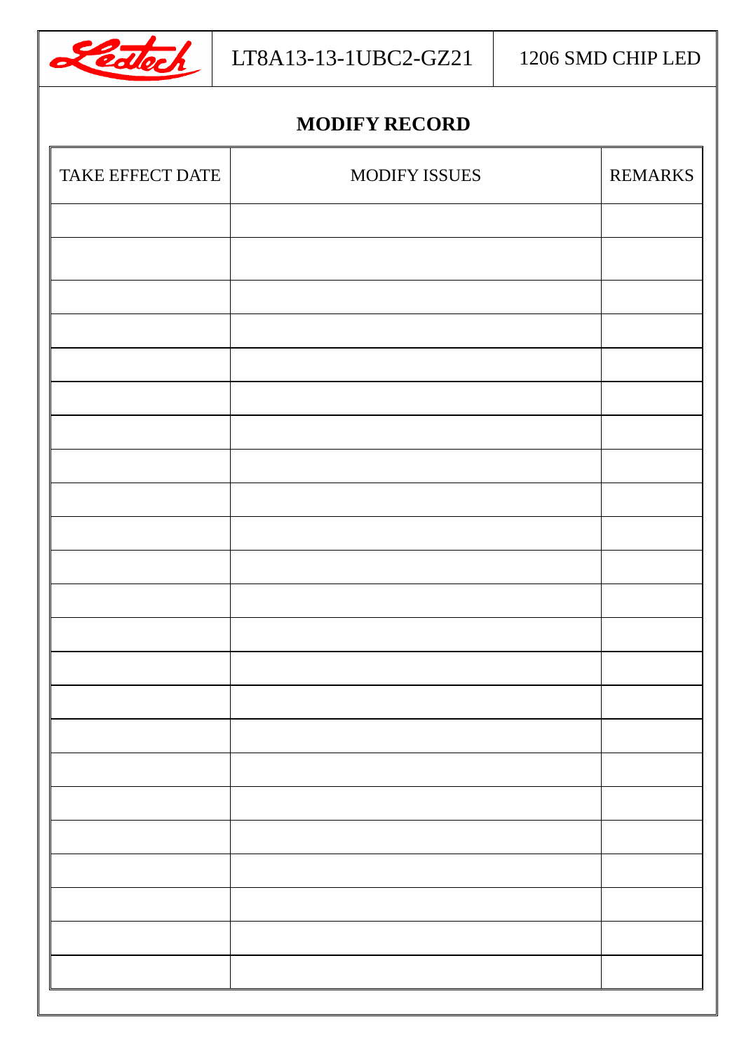## MODIFY RECORD

| TAKE EFFECT DATE | MODIFY ISSUES | REMARKS |
|---|---|---|
| | | |
| | | |
| | | |
| | | |
| | | |
| | | |
| | | |
| | | |
| | | |
| | | |
| | | |
| | | |
| | | |
| | | |
| | | |
| | | |
| | | |
| | | |
| | | |
| | | |
| | | |
| | | |
| | | |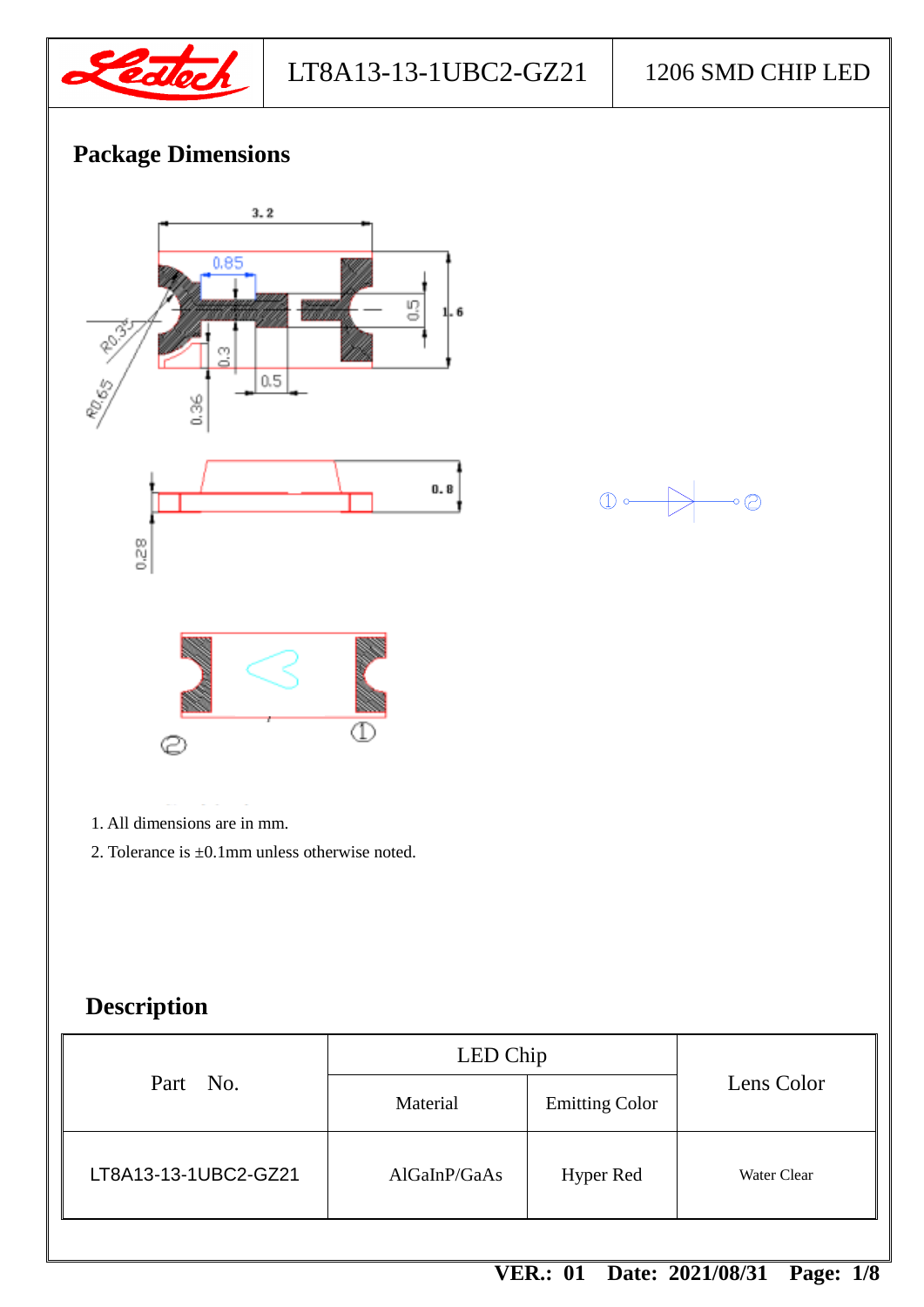## Package Dimensions

1. All dimensions are in mm.
2. Tolerance is ±0.1mm unless otherwise noted.

## Description

| Part No. | LED Chip | | Lens Color |
|---|---|---|---|
| | Material | Emitting Color | |
| LT8A13-13-1UBC2-GZ21 | AlGaInP/GaAs | Hyper Red | Water Clear |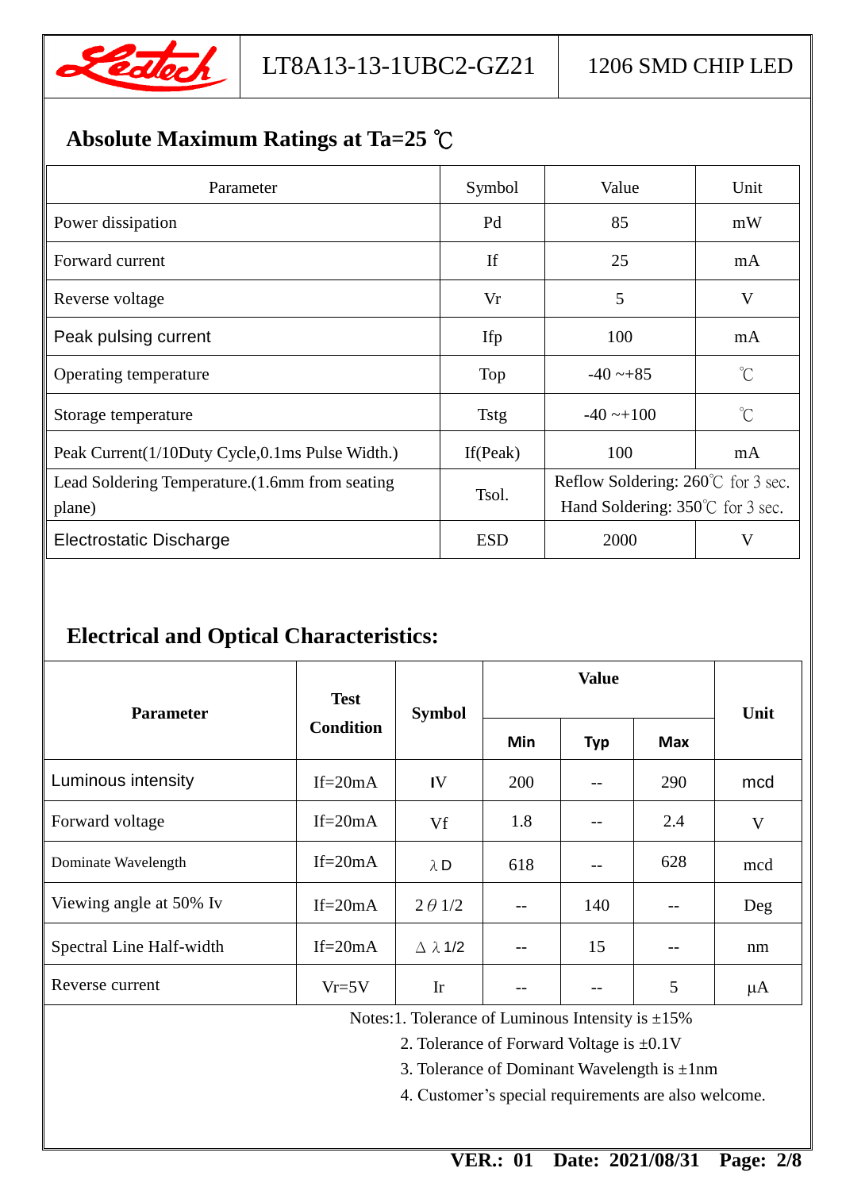## Absolute Maximum Ratings at Ta=25 ℃

| Parameter | Symbol | Value | Unit |
|---|---|---|---|
| Power dissipation | Pd | 85 | mW |
| Forward current | If | 25 | mA |
| Reverse voltage | Vr | 5 | V |
| Peak pulsing current | Ifp | 100 | mA |
| Operating temperature | Top | -40 ~+85 | ℃ |
| Storage temperature | Tstg | -40 ~+100 | ℃ |
| Peak Current(1/10Duty Cycle,0.1ms Pulse Width.) | If(Peak) | 100 | mA |
| Lead Soldering Temperature.(1.6mm from seating plane) | Tsol. | Reflow Soldering: 260℃ for 3 sec. Hand Soldering: 350℃ for 3 sec. | |
| Electrostatic Discharge | ESD | 2000 | V |

## Electrical and Optical Characteristics:

| Parameter | Test Condition | Symbol | Value | | | Unit |
|---|---|---|---|---|---|---|
| | | | Min | Typ | Max | |
| Luminous intensity | If=20mA | IV | 200 | -- | 290 | mcd |
| Forward voltage | If=20mA | Vf | 1.8 | -- | 2.4 | V |
| Dominate Wavelength | If=20mA | λD | 618 | -- | 628 | mcd |
| Viewing angle at 50% Iv | If=20mA | 2θ1/2 | -- | 140 | -- | Deg |
| Spectral Line Half-width | If=20mA | Δλ1/2 | -- | 15 | -- | nm |
| Reverse current | Vr=5V | Ir | -- | -- | 5 | µA |

Notes:1. Tolerance of Luminous Intensity is ±15%

2. Tolerance of Forward Voltage is ±0.1V

3. Tolerance of Dominant Wavelength is ±1nm

4. Customer's special requirements are also welcome.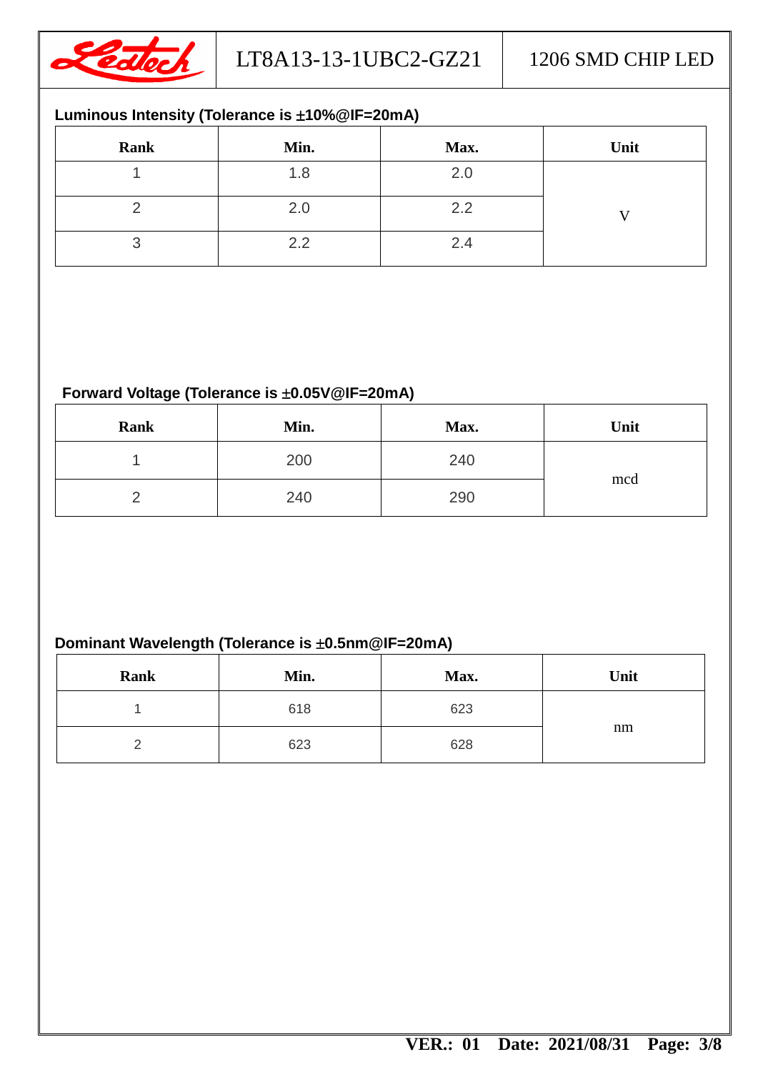### Luminous Intensity (Tolerance is ±10%@IF=20mA)

| Rank | Min. | Max. | Unit |
|---|---|---|---|
| 1 | 1.8 | 2.0 | V |
| 2 | 2.0 | 2.2 | |
| 3 | 2.2 | 2.4 | |

### Forward Voltage (Tolerance is ±0.05V@IF=20mA)

| Rank | Min. | Max. | Unit |
|---|---|---|---|
| 1 | 200 | 240 | mcd |
| 2 | 240 | 290 | |

### Dominant Wavelength (Tolerance is ±0.5nm@IF=20mA)

| Rank | Min. | Max. | Unit |
|---|---|---|---|
| 1 | 618 | 623 | nm |
| 2 | 623 | 628 | |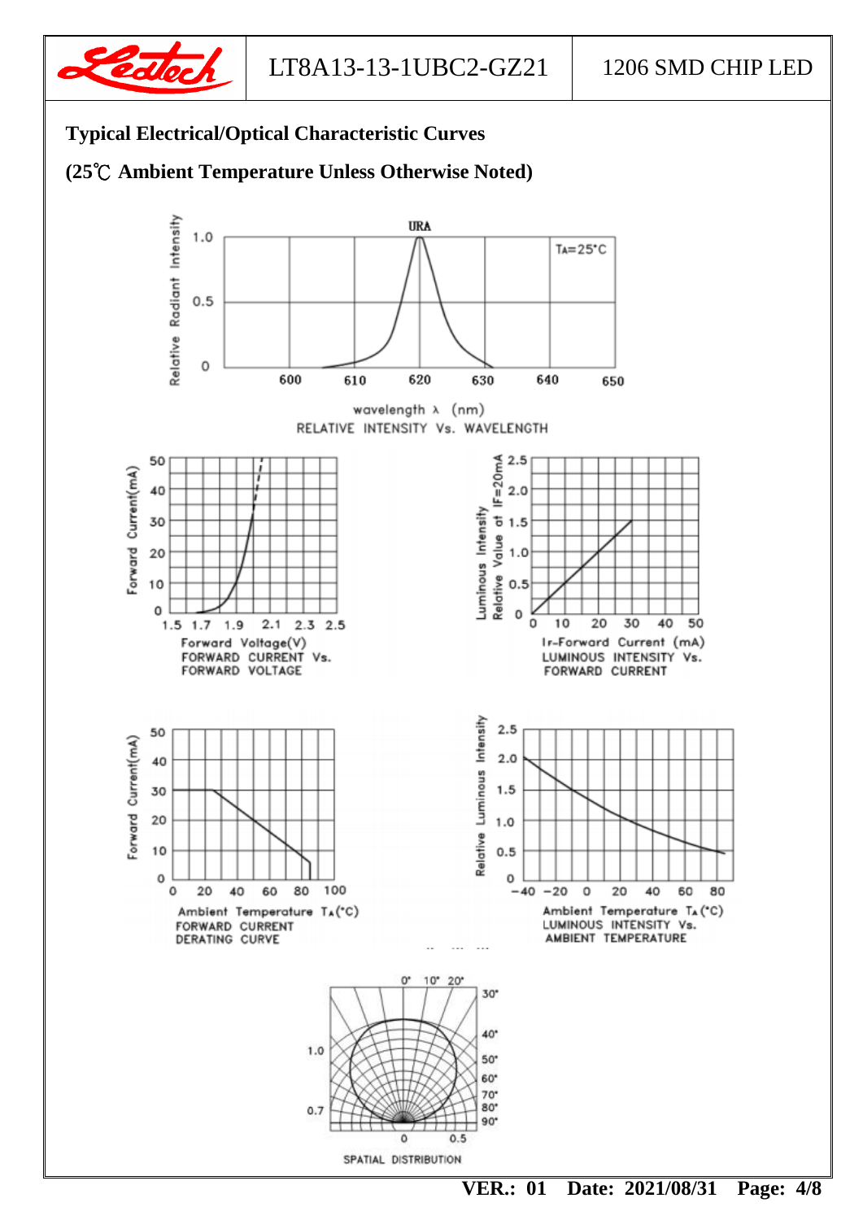## Typical Electrical/Optical Characteristic Curves

## (25℃ Ambient Temperature Unless Otherwise Noted)

URA

TA=25°C

Relative Radiant Intensity

wavelength λ (nm)

RELATIVE INTENSITY Vs. WAVELENGTH

Forward Current(mA)

Forward Voltage(V)

FORWARD CURRENT Vs. FORWARD VOLTAGE

Luminous Intensity Relative Value at IF=20mA

IF-Forward Current (mA)

LUMINOUS INTENSITY Vs. FORWARD CURRENT

Forward Current(mA)

Ambient Temperature TA(°C)

FORWARD CURRENT DERATING CURVE

Relative Luminous Intensity

Ambient Temperature TA(°C)

LUMINOUS INTENSITY Vs. AMBIENT TEMPERATURE

SPATIAL DISTRIBUTION

VER.: 01 Date: 2021/08/31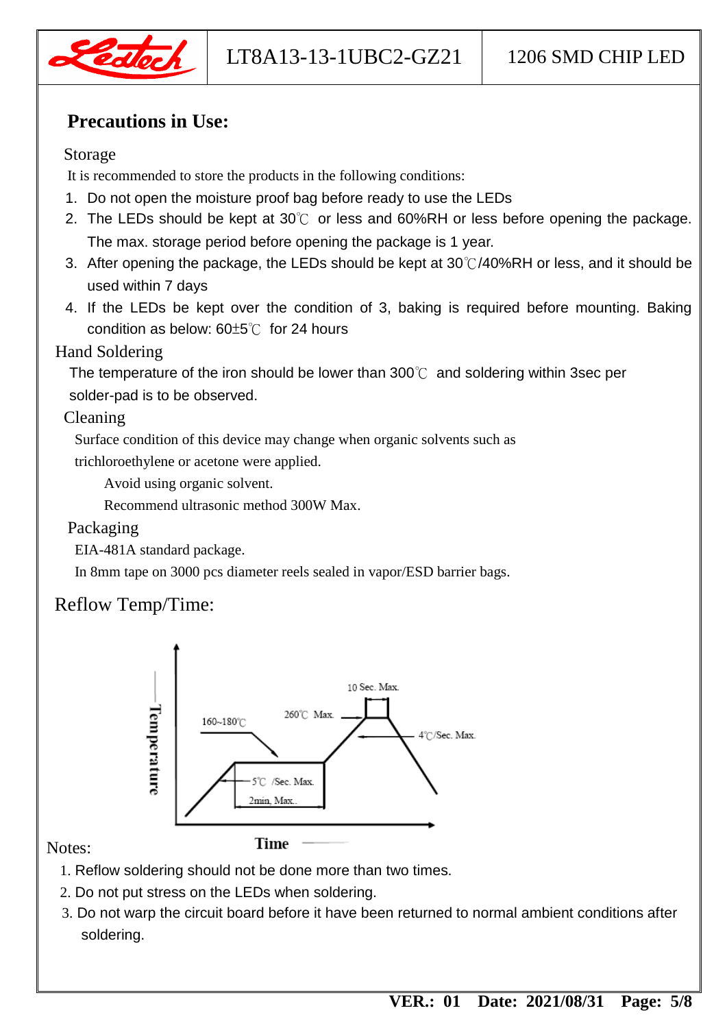## Precautions in Use:

### Storage

It is recommended to store the products in the following conditions:

1. Do not open the moisture proof bag before ready to use the LEDs
2. The LEDs should be kept at 30℃ or less and 60%RH or less before opening the package. The max. storage period before opening the package is 1 year.
3. After opening the package, the LEDs should be kept at 30℃/40%RH or less, and it should be used within 7 days
4. If the LEDs be kept over the condition of 3, baking is required before mounting. Baking condition as below: 60±5℃ for 24 hours

### Hand Soldering

The temperature of the iron should be lower than 300℃ and soldering within 3sec per solder-pad is to be observed.

### Cleaning

Surface condition of this device may change when organic solvents such as trichloroethylene or acetone were applied.

Avoid using organic solvent.

Recommend ultrasonic method 300W Max.

### Packaging

EIA-481A standard package.

In 8mm tape on 3000 pcs diameter reels sealed in vapor/ESD barrier bags.

## Reflow Temp/Time:

Temperature — 160~180℃ — 5℃ /Sec. Max. — 2min. Max. — 260℃ Max. — 10 Sec. Max. — 4℃/Sec. Max. — Time

Notes:

1. Reflow soldering should not be done more than two times.
2. Do not put stress on the LEDs when soldering.
3. Do not warp the circuit board before it have been returned to normal ambient conditions after soldering.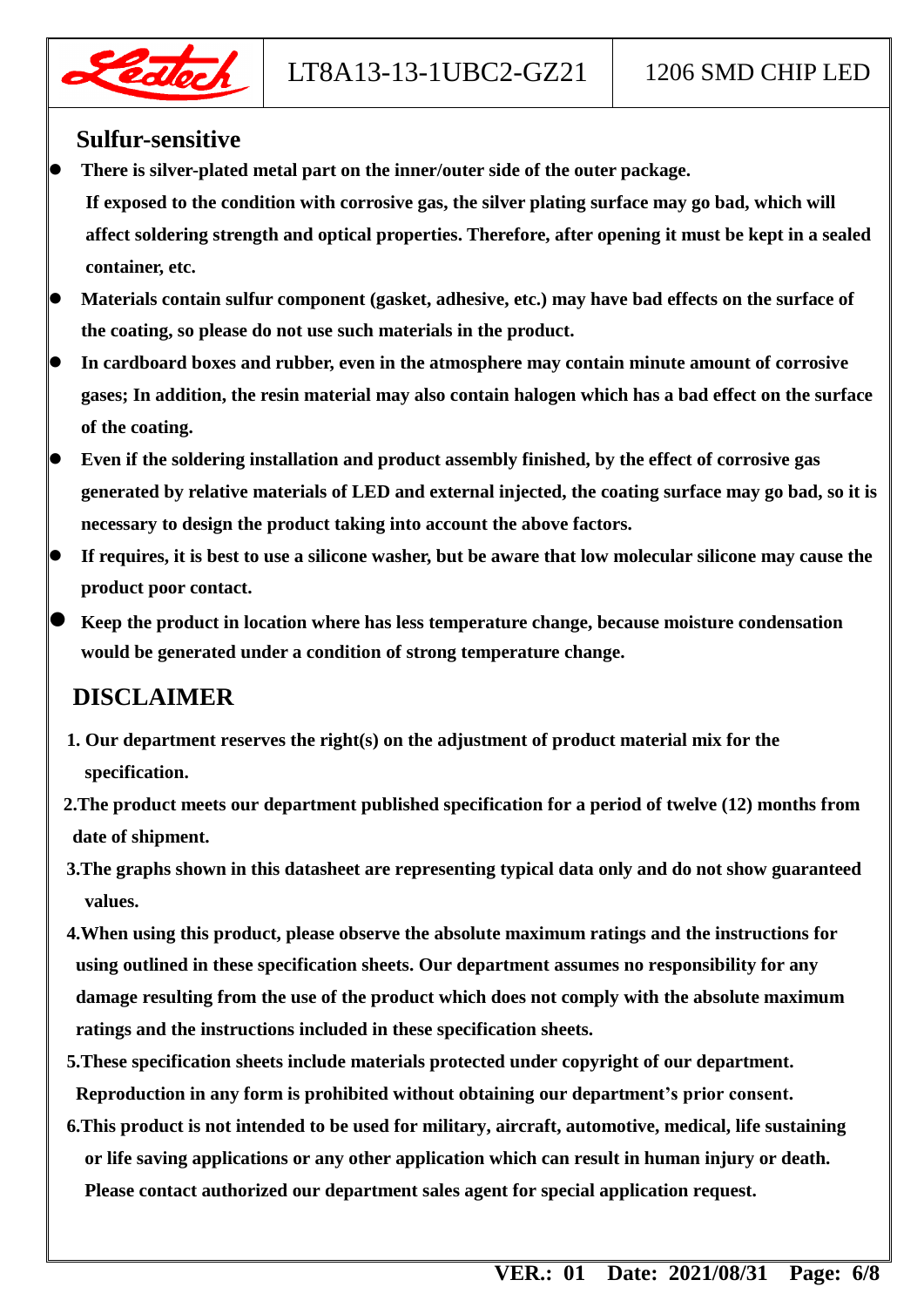## Sulfur-sensitive

- **There is silver-plated metal part on the inner/outer side of the outer package. If exposed to the condition with corrosive gas, the silver plating surface may go bad, which will affect soldering strength and optical properties. Therefore, after opening it must be kept in a sealed container, etc.**
- **Materials contain sulfur component (gasket, adhesive, etc.) may have bad effects on the surface of the coating, so please do not use such materials in the product.**
- **In cardboard boxes and rubber, even in the atmosphere may contain minute amount of corrosive gases; In addition, the resin material may also contain halogen which has a bad effect on the surface of the coating.**
- **Even if the soldering installation and product assembly finished, by the effect of corrosive gas generated by relative materials of LED and external injected, the coating surface may go bad, so it is necessary to design the product taking into account the above factors.**
- **If requires, it is best to use a silicone washer, but be aware that low molecular silicone may cause the product poor contact.**
- **Keep the product in location where has less temperature change, because moisture condensation would be generated under a condition of strong temperature change.**

## DISCLAIMER

1. **Our department reserves the right(s) on the adjustment of product material mix for the specification.**
2. **The product meets our department published specification for a period of twelve (12) months from date of shipment.**
3. **The graphs shown in this datasheet are representing typical data only and do not show guaranteed values.**
4. **When using this product, please observe the absolute maximum ratings and the instructions for using outlined in these specification sheets. Our department assumes no responsibility for any damage resulting from the use of the product which does not comply with the absolute maximum ratings and the instructions included in these specification sheets.**
5. **These specification sheets include materials protected under copyright of our department. Reproduction in any form is prohibited without obtaining our department's prior consent.**
6. **This product is not intended to be used for military, aircraft, automotive, medical, life sustaining or life saving applications or any other application which can result in human injury or death. Please contact authorized our department sales agent for special application request.**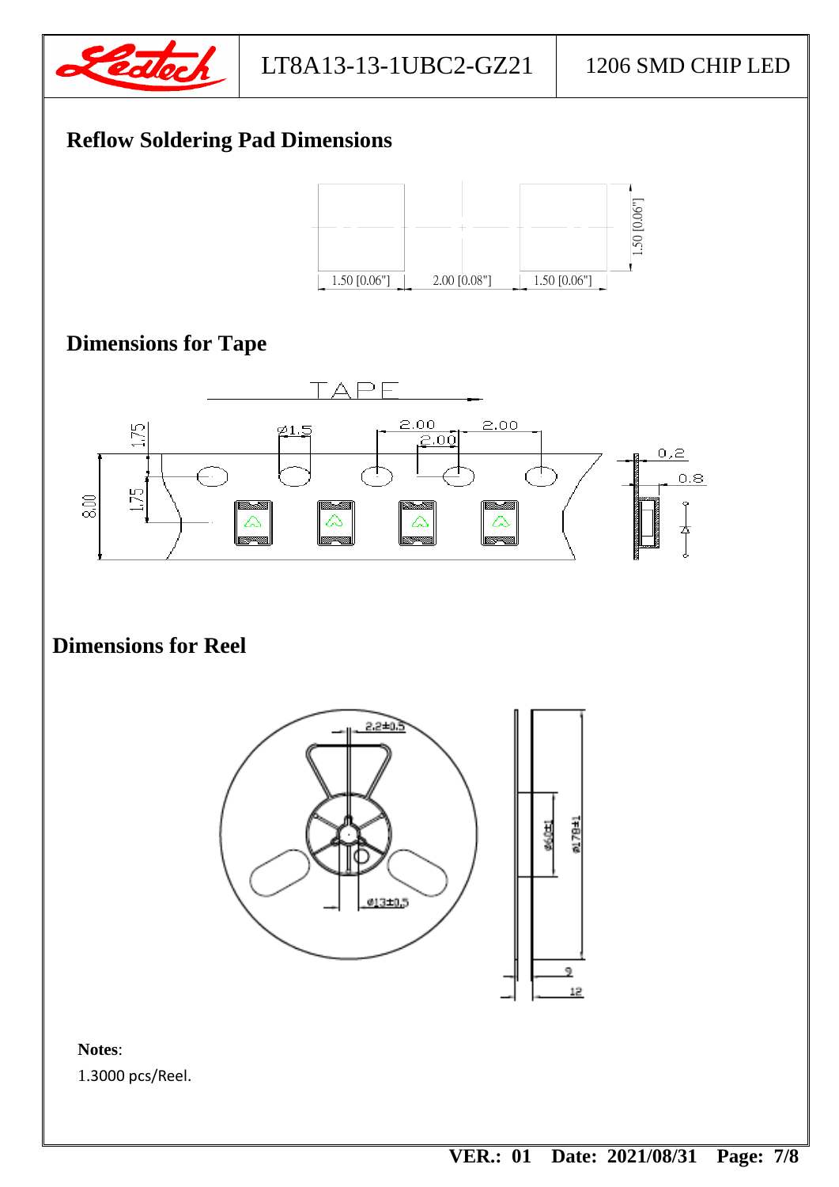## Reflow Soldering Pad Dimensions

1.50 [0.06"]    2.00 [0.08"]    1.50 [0.06"]    1.50 [0.06"]

## Dimensions for Tape

TAPE

1.75  Ø1.5  2.00  2.00  2.00  0.2  0.8  8.00  1.75

## Dimensions for Reel

2.2±0.5  Ø13±0.5  Ø60±1  Ø178±1  9  12

**Notes**:

1.3000 pcs/Reel.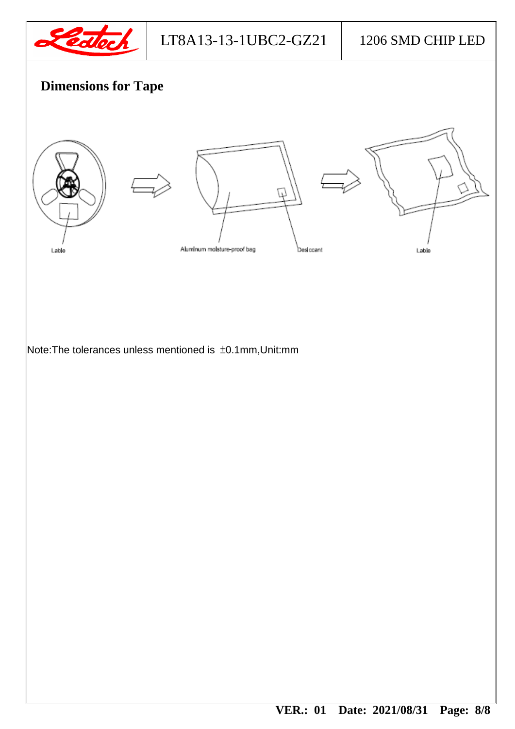## Dimensions for Tape

Lable

Aluminum moisture-proof bag

Desiccant

Lable

Note:The tolerances unless mentioned is ±0.1mm,Unit:mm